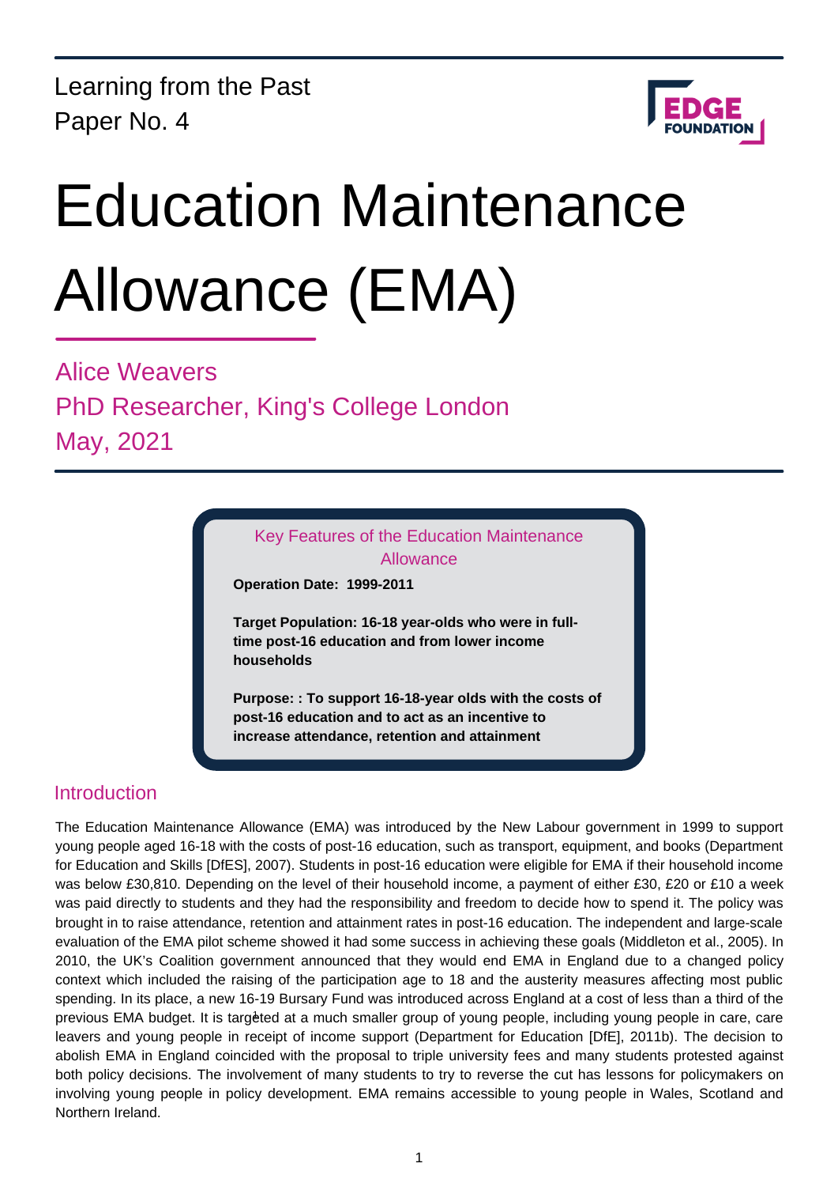Learning from the Past
Paper No. 4

# Education Maintenance Allowance (EMA)

Alice Weavers
PhD Researcher, King's College London
May, 2021

### Key Features of the Education Maintenance Allowance

**Operation Date: 1999-2011**

**Target Population: 16-18 year-olds who were in full-time post-16 education and from lower income households**

**Purpose: : To support 16-18-year olds with the costs of post-16 education and to act as an incentive to increase attendance, retention and attainment**

## Introduction

The Education Maintenance Allowance (EMA) was introduced by the New Labour government in 1999 to support young people aged 16-18 with the costs of post-16 education, such as transport, equipment, and books (Department for Education and Skills [DfES], 2007). Students in post-16 education were eligible for EMA if their household income was below £30,810. Depending on the level of their household income, a payment of either £30, £20 or £10 a week was paid directly to students and they had the responsibility and freedom to decide how to spend it. The policy was brought in to raise attendance, retention and attainment rates in post-16 education. The independent and large-scale evaluation of the EMA pilot scheme showed it had some success in achieving these goals (Middleton et al., 2005). In 2010, the UK's Coalition government announced that they would end EMA in England due to a changed policy context which included the raising of the participation age to 18 and the austerity measures affecting most public spending. In its place, a new 16-19 Bursary Fund was introduced across England at a cost of less than a third of the previous EMA budget. It is targeted at a much smaller group of young people, including young people in care, care leavers and young people in receipt of income support (Department for Education [DfE], 2011b). The decision to abolish EMA in England coincided with the proposal to triple university fees and many students protested against both policy decisions. The involvement of many students to try to reverse the cut has lessons for policymakers on involving young people in policy development. EMA remains accessible to young people in Wales, Scotland and Northern Ireland.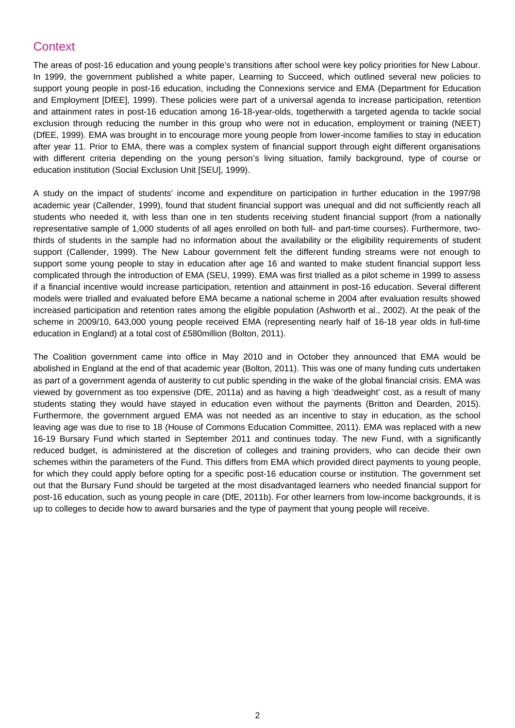## Context

The areas of post-16 education and young people's transitions after school were key policy priorities for New Labour. In 1999, the government published a white paper, Learning to Succeed, which outlined several new policies to support young people in post-16 education, including the Connexions service and EMA (Department for Education and Employment [DfEE], 1999). These policies were part of a universal agenda to increase participation, retention and attainment rates in post-16 education among 16-18-year-olds, togetherwith a targeted agenda to tackle social exclusion through reducing the number in this group who were not in education, employment or training (NEET) (DfEE, 1999). EMA was brought in to encourage more young people from lower-income families to stay in education after year 11. Prior to EMA, there was a complex system of financial support through eight different organisations with different criteria depending on the young person's living situation, family background, type of course or education institution (Social Exclusion Unit [SEU], 1999).

A study on the impact of students' income and expenditure on participation in further education in the 1997/98 academic year (Callender, 1999), found that student financial support was unequal and did not sufficiently reach all students who needed it, with less than one in ten students receiving student financial support (from a nationally representative sample of 1,000 students of all ages enrolled on both full- and part-time courses). Furthermore, two-thirds of students in the sample had no information about the availability or the eligibility requirements of student support (Callender, 1999). The New Labour government felt the different funding streams were not enough to support some young people to stay in education after age 16 and wanted to make student financial support less complicated through the introduction of EMA (SEU, 1999). EMA was first trialled as a pilot scheme in 1999 to assess if a financial incentive would increase participation, retention and attainment in post-16 education. Several different models were trialled and evaluated before EMA became a national scheme in 2004 after evaluation results showed increased participation and retention rates among the eligible population (Ashworth et al., 2002). At the peak of the scheme in 2009/10, 643,000 young people received EMA (representing nearly half of 16-18 year olds in full-time education in England) at a total cost of £580million (Bolton, 2011).

The Coalition government came into office in May 2010 and in October they announced that EMA would be abolished in England at the end of that academic year (Bolton, 2011). This was one of many funding cuts undertaken as part of a government agenda of austerity to cut public spending in the wake of the global financial crisis. EMA was viewed by government as too expensive (DfE, 2011a) and as having a high 'deadweight' cost, as a result of many students stating they would have stayed in education even without the payments (Britton and Dearden, 2015). Furthermore, the government argued EMA was not needed as an incentive to stay in education, as the school leaving age was due to rise to 18 (House of Commons Education Committee, 2011). EMA was replaced with a new 16-19 Bursary Fund which started in September 2011 and continues today. The new Fund, with a significantly reduced budget, is administered at the discretion of colleges and training providers, who can decide their own schemes within the parameters of the Fund. This differs from EMA which provided direct payments to young people, for which they could apply before opting for a specific post-16 education course or institution. The government set out that the Bursary Fund should be targeted at the most disadvantaged learners who needed financial support for post-16 education, such as young people in care (DfE, 2011b). For other learners from low-income backgrounds, it is up to colleges to decide how to award bursaries and the type of payment that young people will receive.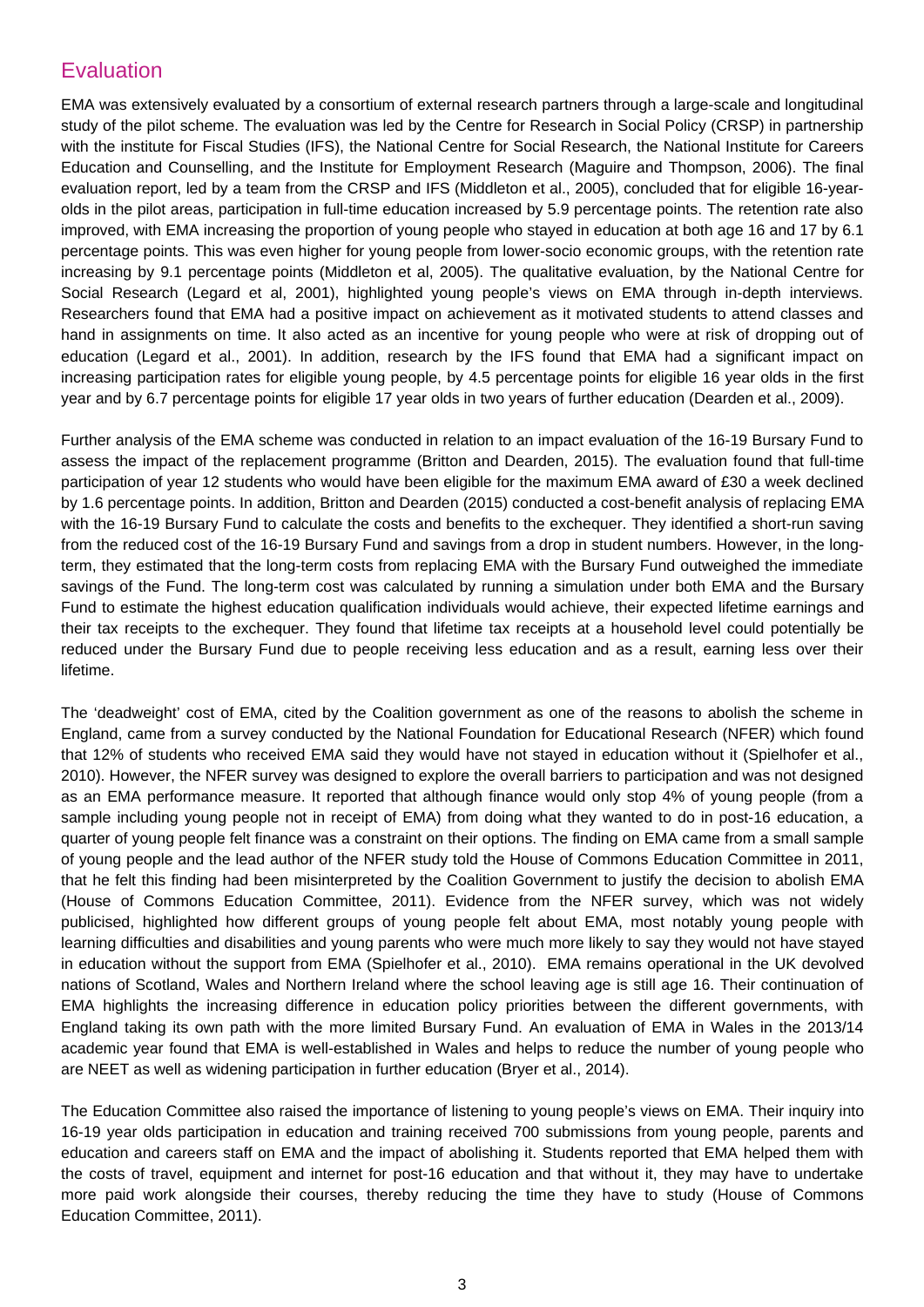## Evaluation

EMA was extensively evaluated by a consortium of external research partners through a large-scale and longitudinal study of the pilot scheme. The evaluation was led by the Centre for Research in Social Policy (CRSP) in partnership with the institute for Fiscal Studies (IFS), the National Centre for Social Research, the National Institute for Careers Education and Counselling, and the Institute for Employment Research (Maguire and Thompson, 2006). The final evaluation report, led by a team from the CRSP and IFS (Middleton et al., 2005), concluded that for eligible 16-year-olds in the pilot areas, participation in full-time education increased by 5.9 percentage points. The retention rate also improved, with EMA increasing the proportion of young people who stayed in education at both age 16 and 17 by 6.1 percentage points. This was even higher for young people from lower-socio economic groups, with the retention rate increasing by 9.1 percentage points (Middleton et al, 2005). The qualitative evaluation, by the National Centre for Social Research (Legard et al, 2001), highlighted young people's views on EMA through in-depth interviews. Researchers found that EMA had a positive impact on achievement as it motivated students to attend classes and hand in assignments on time. It also acted as an incentive for young people who were at risk of dropping out of education (Legard et al., 2001). In addition, research by the IFS found that EMA had a significant impact on increasing participation rates for eligible young people, by 4.5 percentage points for eligible 16 year olds in the first year and by 6.7 percentage points for eligible 17 year olds in two years of further education (Dearden et al., 2009).

Further analysis of the EMA scheme was conducted in relation to an impact evaluation of the 16-19 Bursary Fund to assess the impact of the replacement programme (Britton and Dearden, 2015). The evaluation found that full-time participation of year 12 students who would have been eligible for the maximum EMA award of £30 a week declined by 1.6 percentage points. In addition, Britton and Dearden (2015) conducted a cost-benefit analysis of replacing EMA with the 16-19 Bursary Fund to calculate the costs and benefits to the exchequer. They identified a short-run saving from the reduced cost of the 16-19 Bursary Fund and savings from a drop in student numbers. However, in the long-term, they estimated that the long-term costs from replacing EMA with the Bursary Fund outweighed the immediate savings of the Fund. The long-term cost was calculated by running a simulation under both EMA and the Bursary Fund to estimate the highest education qualification individuals would achieve, their expected lifetime earnings and their tax receipts to the exchequer. They found that lifetime tax receipts at a household level could potentially be reduced under the Bursary Fund due to people receiving less education and as a result, earning less over their lifetime.

The 'deadweight' cost of EMA, cited by the Coalition government as one of the reasons to abolish the scheme in England, came from a survey conducted by the National Foundation for Educational Research (NFER) which found that 12% of students who received EMA said they would have not stayed in education without it (Spielhofer et al., 2010). However, the NFER survey was designed to explore the overall barriers to participation and was not designed as an EMA performance measure. It reported that although finance would only stop 4% of young people (from a sample including young people not in receipt of EMA) from doing what they wanted to do in post-16 education, a quarter of young people felt finance was a constraint on their options. The finding on EMA came from a small sample of young people and the lead author of the NFER study told the House of Commons Education Committee in 2011, that he felt this finding had been misinterpreted by the Coalition Government to justify the decision to abolish EMA (House of Commons Education Committee, 2011). Evidence from the NFER survey, which was not widely publicised, highlighted how different groups of young people felt about EMA, most notably young people with learning difficulties and disabilities and young parents who were much more likely to say they would not have stayed in education without the support from EMA (Spielhofer et al., 2010). EMA remains operational in the UK devolved nations of Scotland, Wales and Northern Ireland where the school leaving age is still age 16. Their continuation of EMA highlights the increasing difference in education policy priorities between the different governments, with England taking its own path with the more limited Bursary Fund. An evaluation of EMA in Wales in the 2013/14 academic year found that EMA is well-established in Wales and helps to reduce the number of young people who are NEET as well as widening participation in further education (Bryer et al., 2014).

The Education Committee also raised the importance of listening to young people's views on EMA. Their inquiry into 16-19 year olds participation in education and training received 700 submissions from young people, parents and education and careers staff on EMA and the impact of abolishing it. Students reported that EMA helped them with the costs of travel, equipment and internet for post-16 education and that without it, they may have to undertake more paid work alongside their courses, thereby reducing the time they have to study (House of Commons Education Committee, 2011).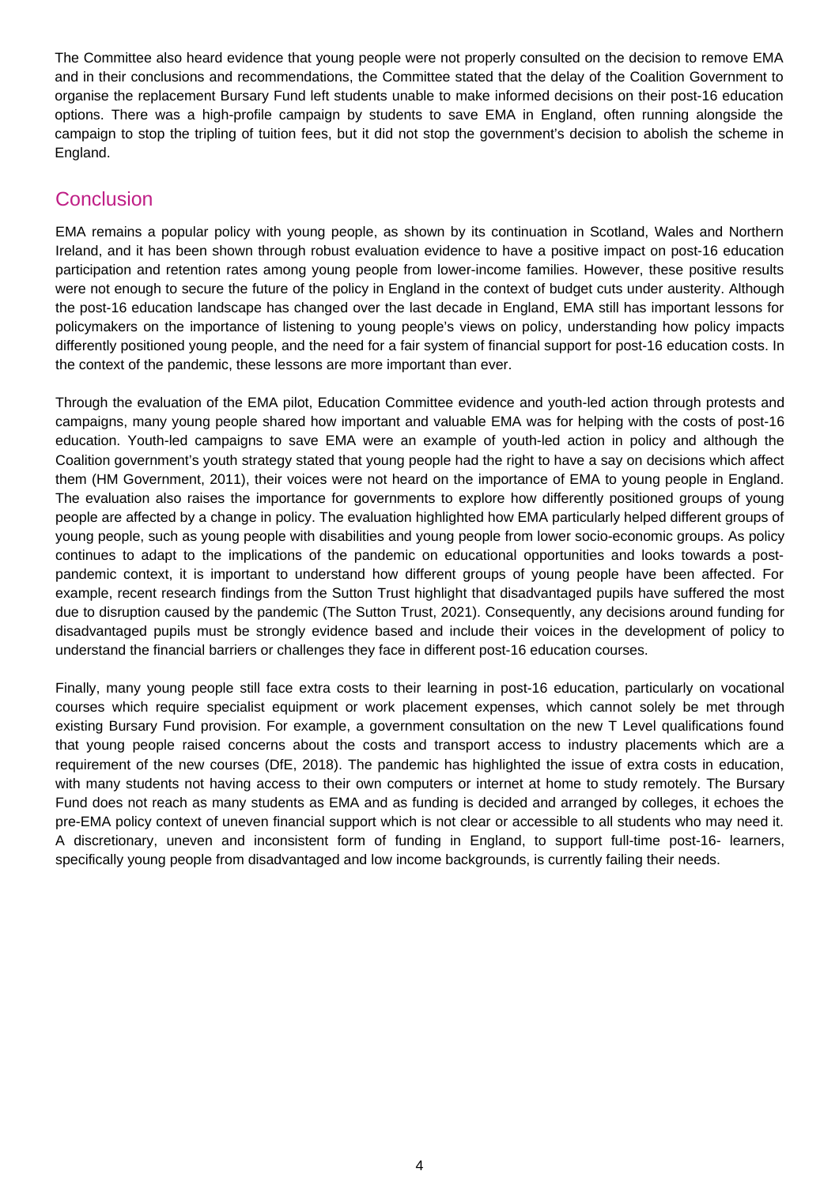The Committee also heard evidence that young people were not properly consulted on the decision to remove EMA and in their conclusions and recommendations, the Committee stated that the delay of the Coalition Government to organise the replacement Bursary Fund left students unable to make informed decisions on their post-16 education options. There was a high-profile campaign by students to save EMA in England, often running alongside the campaign to stop the tripling of tuition fees, but it did not stop the government's decision to abolish the scheme in England.

## Conclusion

EMA remains a popular policy with young people, as shown by its continuation in Scotland, Wales and Northern Ireland, and it has been shown through robust evaluation evidence to have a positive impact on post-16 education participation and retention rates among young people from lower-income families. However, these positive results were not enough to secure the future of the policy in England in the context of budget cuts under austerity. Although the post-16 education landscape has changed over the last decade in England, EMA still has important lessons for policymakers on the importance of listening to young people's views on policy, understanding how policy impacts differently positioned young people, and the need for a fair system of financial support for post-16 education costs. In the context of the pandemic, these lessons are more important than ever.

Through the evaluation of the EMA pilot, Education Committee evidence and youth-led action through protests and campaigns, many young people shared how important and valuable EMA was for helping with the costs of post-16 education. Youth-led campaigns to save EMA were an example of youth-led action in policy and although the Coalition government's youth strategy stated that young people had the right to have a say on decisions which affect them (HM Government, 2011), their voices were not heard on the importance of EMA to young people in England. The evaluation also raises the importance for governments to explore how differently positioned groups of young people are affected by a change in policy. The evaluation highlighted how EMA particularly helped different groups of young people, such as young people with disabilities and young people from lower socio-economic groups. As policy continues to adapt to the implications of the pandemic on educational opportunities and looks towards a post-pandemic context, it is important to understand how different groups of young people have been affected. For example, recent research findings from the Sutton Trust highlight that disadvantaged pupils have suffered the most due to disruption caused by the pandemic (The Sutton Trust, 2021). Consequently, any decisions around funding for disadvantaged pupils must be strongly evidence based and include their voices in the development of policy to understand the financial barriers or challenges they face in different post-16 education courses.

Finally, many young people still face extra costs to their learning in post-16 education, particularly on vocational courses which require specialist equipment or work placement expenses, which cannot solely be met through existing Bursary Fund provision. For example, a government consultation on the new T Level qualifications found that young people raised concerns about the costs and transport access to industry placements which are a requirement of the new courses (DfE, 2018). The pandemic has highlighted the issue of extra costs in education, with many students not having access to their own computers or internet at home to study remotely. The Bursary Fund does not reach as many students as EMA and as funding is decided and arranged by colleges, it echoes the pre-EMA policy context of uneven financial support which is not clear or accessible to all students who may need it. A discretionary, uneven and inconsistent form of funding in England, to support full-time post-16- learners, specifically young people from disadvantaged and low income backgrounds, is currently failing their needs.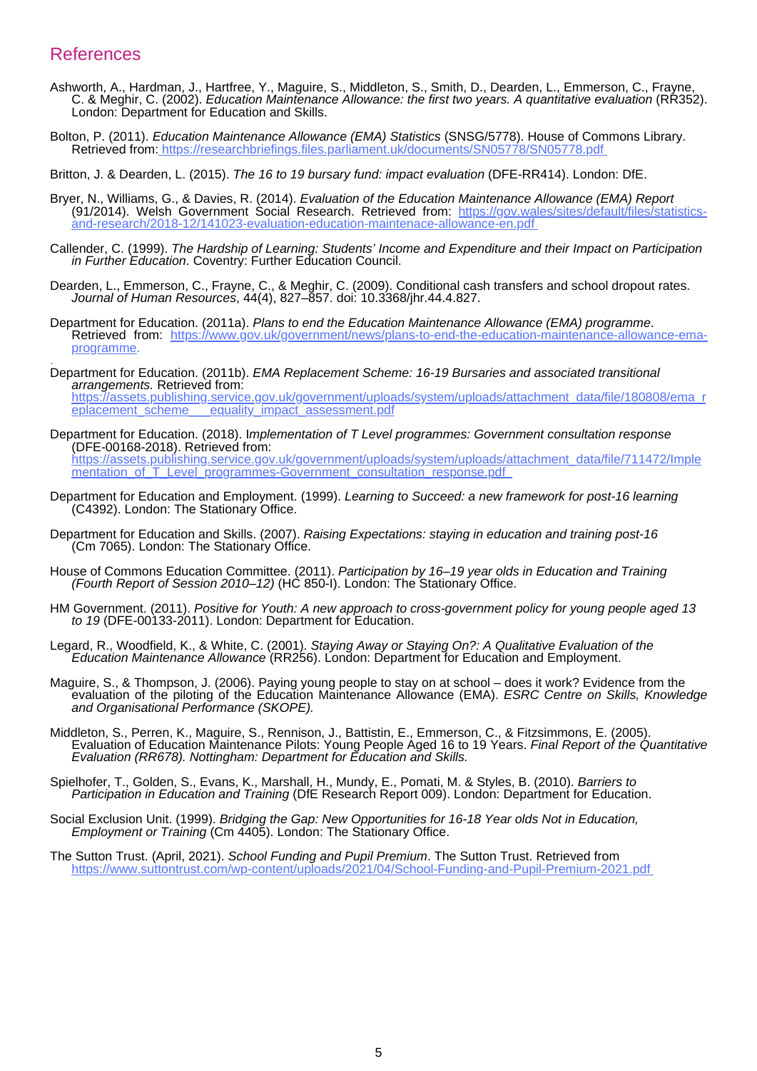## References

Ashworth, A., Hardman, J., Hartfree, Y., Maguire, S., Middleton, S., Smith, D., Dearden, L., Emmerson, C., Frayne, C. & Meghir, C. (2002). *Education Maintenance Allowance: the first two years. A quantitative evaluation* (RR352). London: Department for Education and Skills.

Bolton, P. (2011). *Education Maintenance Allowance (EMA) Statistics* (SNSG/5778). House of Commons Library. Retrieved from: https://researchbriefings.files.parliament.uk/documents/SN05778/SN05778.pdf

Britton, J. & Dearden, L. (2015). *The 16 to 19 bursary fund: impact evaluation* (DFE-RR414). London: DfE.

Bryer, N., Williams, G., & Davies, R. (2014). *Evaluation of the Education Maintenance Allowance (EMA) Report* (91/2014). Welsh Government Social Research. Retrieved from: https://gov.wales/sites/default/files/statistics-and-research/2018-12/141023-evaluation-education-maintenace-allowance-en.pdf

Callender, C. (1999). *The Hardship of Learning: Students' Income and Expenditure and their Impact on Participation in Further Education*. Coventry: Further Education Council.

Dearden, L., Emmerson, C., Frayne, C., & Meghir, C. (2009). Conditional cash transfers and school dropout rates. *Journal of Human Resources*, 44(4), 827–857. doi: 10.3368/jhr.44.4.827.

Department for Education. (2011a). *Plans to end the Education Maintenance Allowance (EMA) programme*. Retrieved from: https://www.gov.uk/government/news/plans-to-end-the-education-maintenance-allowance-ema-programme.

Department for Education. (2011b). *EMA Replacement Scheme: 16-19 Bursaries and associated transitional arrangements.* Retrieved from: https://assets.publishing.service.gov.uk/government/uploads/system/uploads/attachment_data/file/180808/ema_replacement_scheme___equality_impact_assessment.pdf

Department for Education. (2018). *Implementation of T Level programmes: Government consultation response* (DFE-00168-2018). Retrieved from: https://assets.publishing.service.gov.uk/government/uploads/system/uploads/attachment_data/file/711472/Implementation_of_T_Level_programmes-Government_consultation_response.pdf

Department for Education and Employment. (1999). *Learning to Succeed: a new framework for post-16 learning* (C4392). London: The Stationary Office.

Department for Education and Skills. (2007). *Raising Expectations: staying in education and training post-16* (Cm 7065). London: The Stationary Office.

House of Commons Education Committee. (2011). *Participation by 16–19 year olds in Education and Training (Fourth Report of Session 2010–12)* (HC 850-I). London: The Stationary Office.

HM Government. (2011). *Positive for Youth: A new approach to cross-government policy for young people aged 13 to 19* (DFE-00133-2011). London: Department for Education.

Legard, R., Woodfield, K., & White, C. (2001). *Staying Away or Staying On?: A Qualitative Evaluation of the Education Maintenance Allowance* (RR256). London: Department for Education and Employment.

Maguire, S., & Thompson, J. (2006). Paying young people to stay on at school – does it work? Evidence from the evaluation of the piloting of the Education Maintenance Allowance (EMA). *ESRC Centre on Skills, Knowledge and Organisational Performance (SKOPE).*

Middleton, S., Perren, K., Maguire, S., Rennison, J., Battistin, E., Emmerson, C., & Fitzsimmons, E. (2005). Evaluation of Education Maintenance Pilots: Young People Aged 16 to 19 Years. *Final Report of the Quantitative Evaluation (RR678). Nottingham: Department for Education and Skills.*

Spielhofer, T., Golden, S., Evans, K., Marshall, H., Mundy, E., Pomati, M. & Styles, B. (2010). *Barriers to Participation in Education and Training* (DfE Research Report 009). London: Department for Education.

Social Exclusion Unit. (1999). *Bridging the Gap: New Opportunities for 16-18 Year olds Not in Education, Employment or Training* (Cm 4405). London: The Stationary Office.

The Sutton Trust. (April, 2021). *School Funding and Pupil Premium*. The Sutton Trust. Retrieved from https://www.suttontrust.com/wp-content/uploads/2021/04/School-Funding-and-Pupil-Premium-2021.pdf